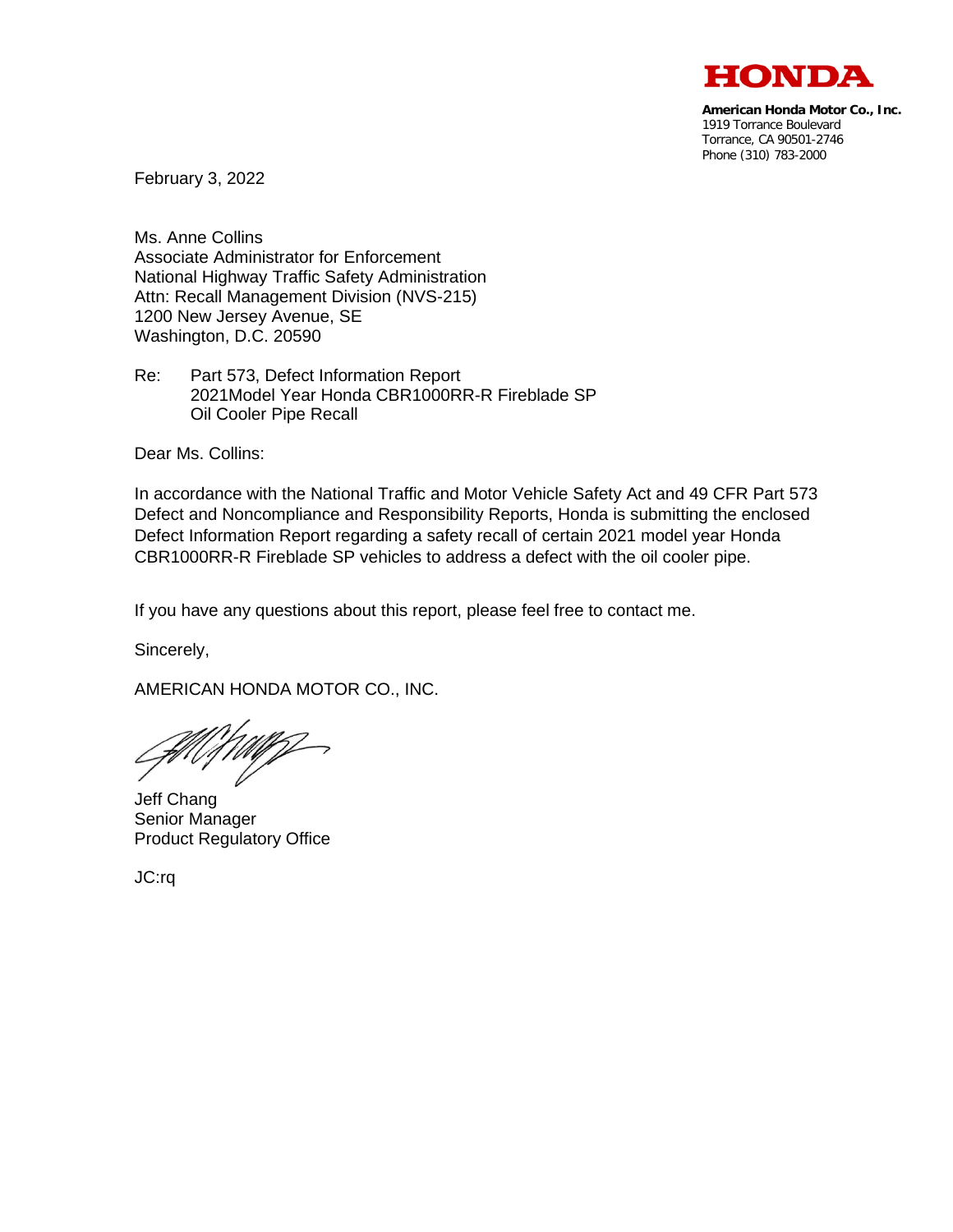HONDA

**American Honda Motor Co., Inc.**
1919 Torrance Boulevard
Torrance, CA 90501-2746
Phone (310) 783-2000

February 3, 2022

Ms. Anne Collins
Associate Administrator for Enforcement
National Highway Traffic Safety Administration
Attn: Recall Management Division (NVS-215)
1200 New Jersey Avenue, SE
Washington, D.C. 20590

Re: Part 573, Defect Information Report
2021Model Year Honda CBR1000RR-R Fireblade SP
Oil Cooler Pipe Recall

Dear Ms. Collins:

In accordance with the National Traffic and Motor Vehicle Safety Act and 49 CFR Part 573 Defect and Noncompliance and Responsibility Reports, Honda is submitting the enclosed Defect Information Report regarding a safety recall of certain 2021 model year Honda CBR1000RR-R Fireblade SP vehicles to address a defect with the oil cooler pipe.

If you have any questions about this report, please feel free to contact me.

Sincerely,

AMERICAN HONDA MOTOR CO., INC.

Jeff Chang
Senior Manager
Product Regulatory Office

JC:rq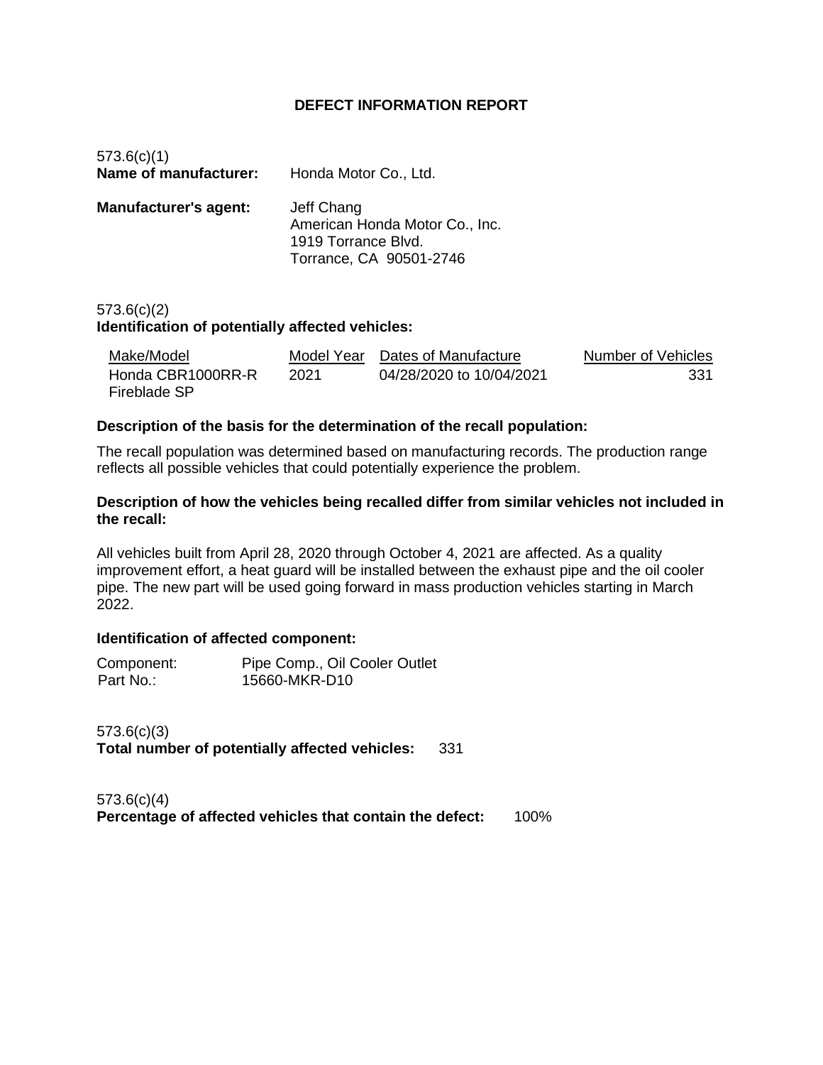# DEFECT INFORMATION REPORT

573.6(c)(1)
**Name of manufacturer:** Honda Motor Co., Ltd.

**Manufacturer's agent:** Jeff Chang
American Honda Motor Co., Inc.
1919 Torrance Blvd.
Torrance, CA 90501-2746

573.6(c)(2)
**Identification of potentially affected vehicles:**

| Make/Model | Model Year | Dates of Manufacture | Number of Vehicles |
|---|---|---|---|
| Honda CBR1000RR-R Fireblade SP | 2021 | 04/28/2020 to 10/04/2021 | 331 |

**Description of the basis for the determination of the recall population:**

The recall population was determined based on manufacturing records. The production range reflects all possible vehicles that could potentially experience the problem.

**Description of how the vehicles being recalled differ from similar vehicles not included in the recall:**

All vehicles built from April 28, 2020 through October 4, 2021 are affected. As a quality improvement effort, a heat guard will be installed between the exhaust pipe and the oil cooler pipe. The new part will be used going forward in mass production vehicles starting in March 2022.

**Identification of affected component:**

Component: Pipe Comp., Oil Cooler Outlet
Part No.: 15660-MKR-D10

573.6(c)(3)
**Total number of potentially affected vehicles:** 331

573.6(c)(4)
**Percentage of affected vehicles that contain the defect:** 100%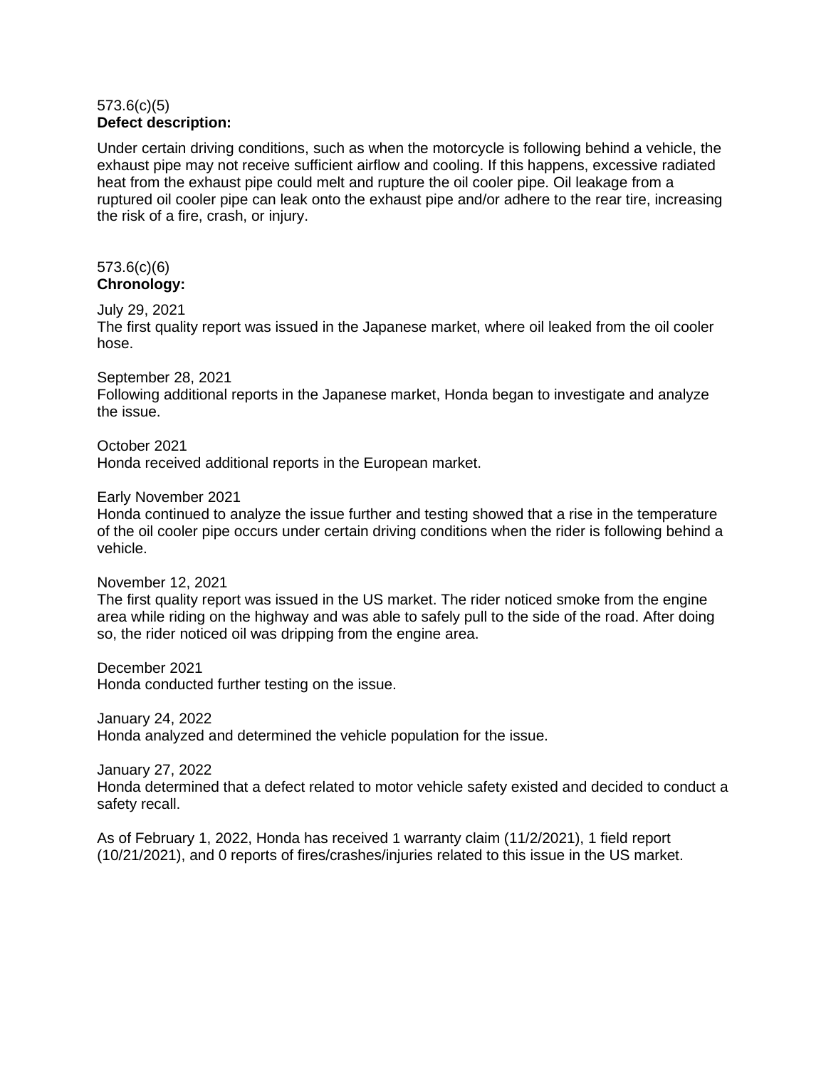573.6(c)(5)
**Defect description:**

Under certain driving conditions, such as when the motorcycle is following behind a vehicle, the exhaust pipe may not receive sufficient airflow and cooling. If this happens, excessive radiated heat from the exhaust pipe could melt and rupture the oil cooler pipe. Oil leakage from a ruptured oil cooler pipe can leak onto the exhaust pipe and/or adhere to the rear tire, increasing the risk of a fire, crash, or injury.

573.6(c)(6)
**Chronology:**

July 29, 2021
The first quality report was issued in the Japanese market, where oil leaked from the oil cooler hose.

September 28, 2021
Following additional reports in the Japanese market, Honda began to investigate and analyze the issue.

October 2021
Honda received additional reports in the European market.

Early November 2021
Honda continued to analyze the issue further and testing showed that a rise in the temperature of the oil cooler pipe occurs under certain driving conditions when the rider is following behind a vehicle.

November 12, 2021
The first quality report was issued in the US market. The rider noticed smoke from the engine area while riding on the highway and was able to safely pull to the side of the road. After doing so, the rider noticed oil was dripping from the engine area.

December 2021
Honda conducted further testing on the issue.

January 24, 2022
Honda analyzed and determined the vehicle population for the issue.

January 27, 2022
Honda determined that a defect related to motor vehicle safety existed and decided to conduct a safety recall.

As of February 1, 2022, Honda has received 1 warranty claim (11/2/2021), 1 field report (10/21/2021), and 0 reports of fires/crashes/injuries related to this issue in the US market.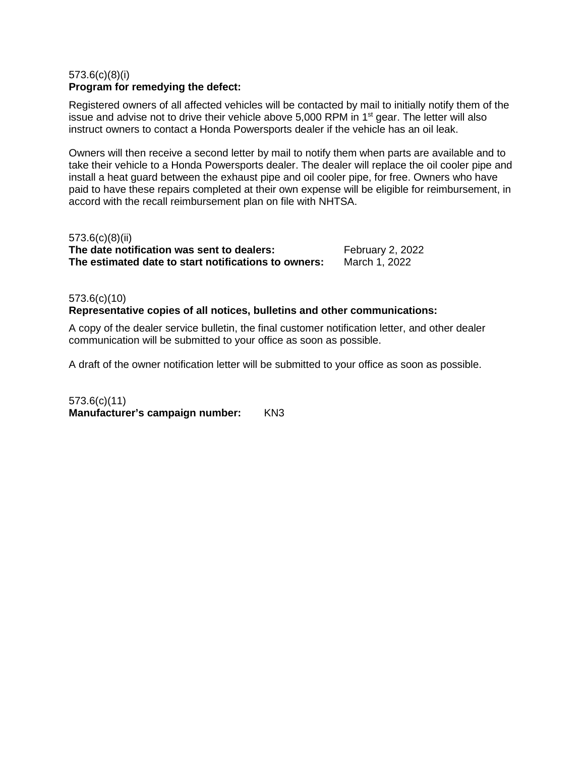573.6(c)(8)(i)
**Program for remedying the defect:**

Registered owners of all affected vehicles will be contacted by mail to initially notify them of the issue and advise not to drive their vehicle above 5,000 RPM in 1st gear. The letter will also instruct owners to contact a Honda Powersports dealer if the vehicle has an oil leak.

Owners will then receive a second letter by mail to notify them when parts are available and to take their vehicle to a Honda Powersports dealer. The dealer will replace the oil cooler pipe and install a heat guard between the exhaust pipe and oil cooler pipe, for free. Owners who have paid to have these repairs completed at their own expense will be eligible for reimbursement, in accord with the recall reimbursement plan on file with NHTSA.

573.6(c)(8)(ii)
**The date notification was sent to dealers:** February 2, 2022
**The estimated date to start notifications to owners:** March 1, 2022

573.6(c)(10)
**Representative copies of all notices, bulletins and other communications:**

A copy of the dealer service bulletin, the final customer notification letter, and other dealer communication will be submitted to your office as soon as possible.

A draft of the owner notification letter will be submitted to your office as soon as possible.

573.6(c)(11)
**Manufacturer's campaign number:** KN3